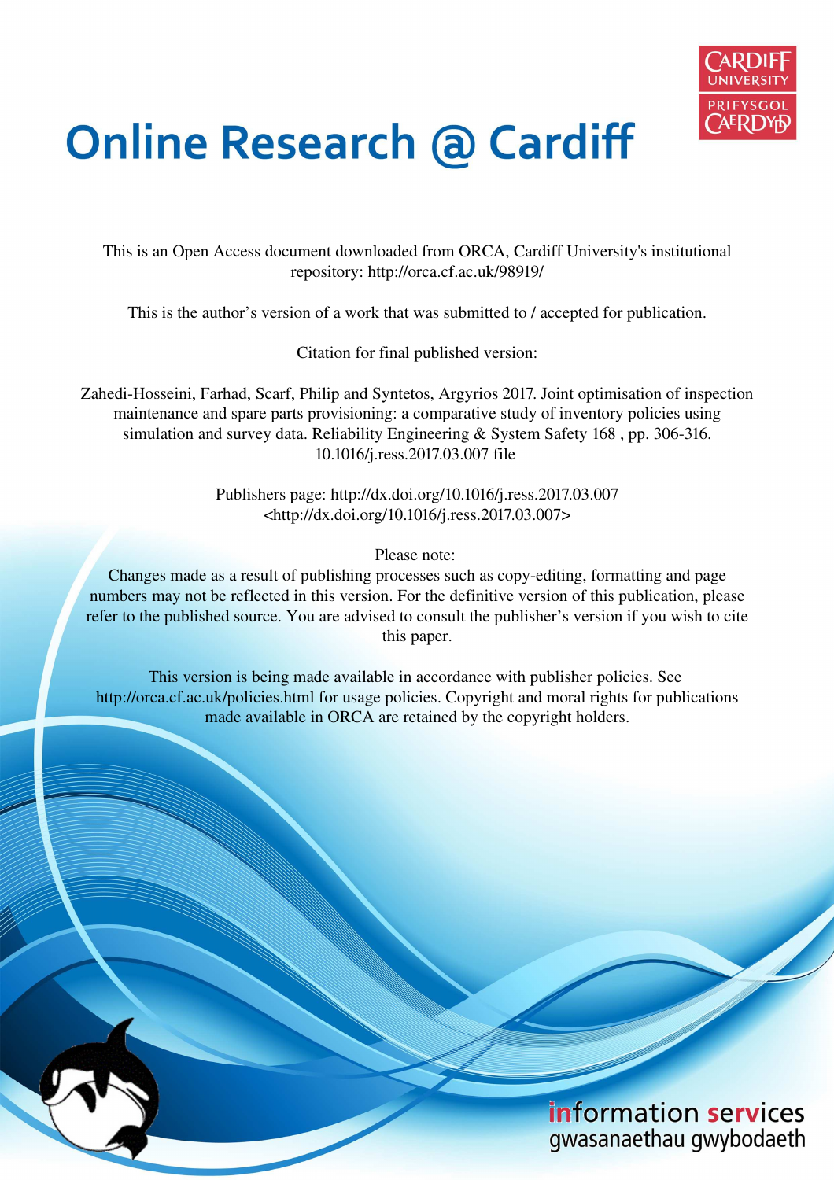# Online Research @ Cardiff

This is an Open Access document downloaded from ORCA, Cardiff University's institutional repository: http://orca.cf.ac.uk/98919/

This is the author's version of a work that was submitted to / accepted for publication.

Citation for final published version:

Zahedi-Hosseini, Farhad, Scarf, Philip and Syntetos, Argyrios 2017. Joint optimisation of inspection maintenance and spare parts provisioning: a comparative study of inventory policies using simulation and survey data. Reliability Engineering & System Safety 168 , pp. 306-316. 10.1016/j.ress.2017.03.007 file

Publishers page: http://dx.doi.org/10.1016/j.ress.2017.03.007 <http://dx.doi.org/10.1016/j.ress.2017.03.007>

Please note:
Changes made as a result of publishing processes such as copy-editing, formatting and page numbers may not be reflected in this version. For the definitive version of this publication, please refer to the published source. You are advised to consult the publisher's version if you wish to cite this paper.

This version is being made available in accordance with publisher policies. See http://orca.cf.ac.uk/policies.html for usage policies. Copyright and moral rights for publications made available in ORCA are retained by the copyright holders.

information services
gwasanaethau gwybodaeth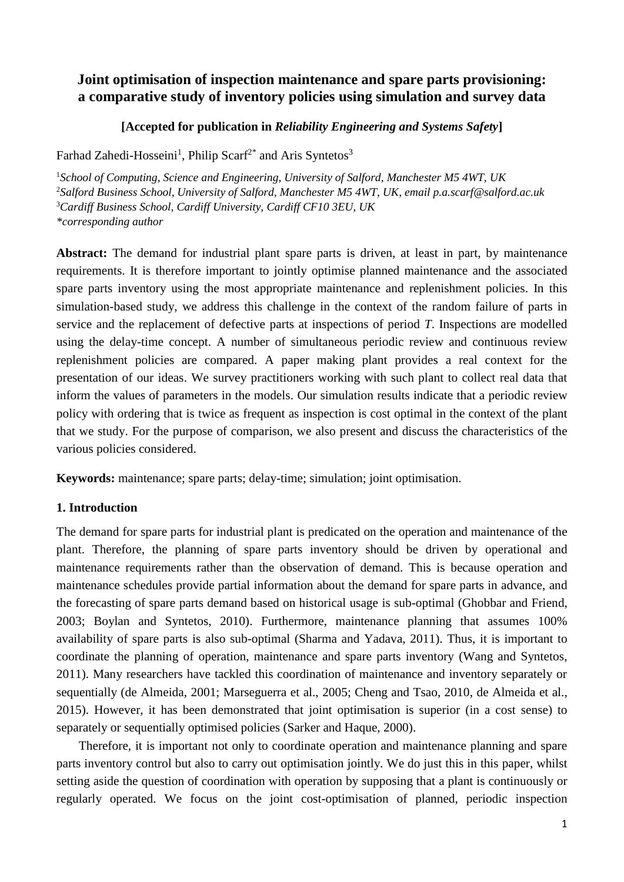# Joint optimisation of inspection maintenance and spare parts provisioning: a comparative study of inventory policies using simulation and survey data

**[Accepted for publication in *Reliability Engineering and Systems Safety*]**

Farhad Zahedi-Hosseini[1], Philip Scarf[2*] and Aris Syntetos[3]

[1]*School of Computing, Science and Engineering, University of Salford, Manchester M5 4WT, UK*
[2]*Salford Business School, University of Salford, Manchester M5 4WT, UK, email p.a.scarf@salford.ac.uk*
[3]*Cardiff Business School, Cardiff University, Cardiff CF10 3EU, UK*
*\*corresponding author*

**Abstract:** The demand for industrial plant spare parts is driven, at least in part, by maintenance requirements. It is therefore important to jointly optimise planned maintenance and the associated spare parts inventory using the most appropriate maintenance and replenishment policies. In this simulation-based study, we address this challenge in the context of the random failure of parts in service and the replacement of defective parts at inspections of period *T*. Inspections are modelled using the delay-time concept. A number of simultaneous periodic review and continuous review replenishment policies are compared. A paper making plant provides a real context for the presentation of our ideas. We survey practitioners working with such plant to collect real data that inform the values of parameters in the models. Our simulation results indicate that a periodic review policy with ordering that is twice as frequent as inspection is cost optimal in the context of the plant that we study. For the purpose of comparison, we also present and discuss the characteristics of the various policies considered.

**Keywords:** maintenance; spare parts; delay-time; simulation; joint optimisation.

## 1. Introduction

The demand for spare parts for industrial plant is predicated on the operation and maintenance of the plant. Therefore, the planning of spare parts inventory should be driven by operational and maintenance requirements rather than the observation of demand. This is because operation and maintenance schedules provide partial information about the demand for spare parts in advance, and the forecasting of spare parts demand based on historical usage is sub-optimal (Ghobbar and Friend, 2003; Boylan and Syntetos, 2010). Furthermore, maintenance planning that assumes 100% availability of spare parts is also sub-optimal (Sharma and Yadava, 2011). Thus, it is important to coordinate the planning of operation, maintenance and spare parts inventory (Wang and Syntetos, 2011). Many researchers have tackled this coordination of maintenance and inventory separately or sequentially (de Almeida, 2001; Marseguerra et al., 2005; Cheng and Tsao, 2010, de Almeida et al., 2015). However, it has been demonstrated that joint optimisation is superior (in a cost sense) to separately or sequentially optimised policies (Sarker and Haque, 2000).

Therefore, it is important not only to coordinate operation and maintenance planning and spare parts inventory control but also to carry out optimisation jointly. We do just this in this paper, whilst setting aside the question of coordination with operation by supposing that a plant is continuously or regularly operated. We focus on the joint cost-optimisation of planned, periodic inspection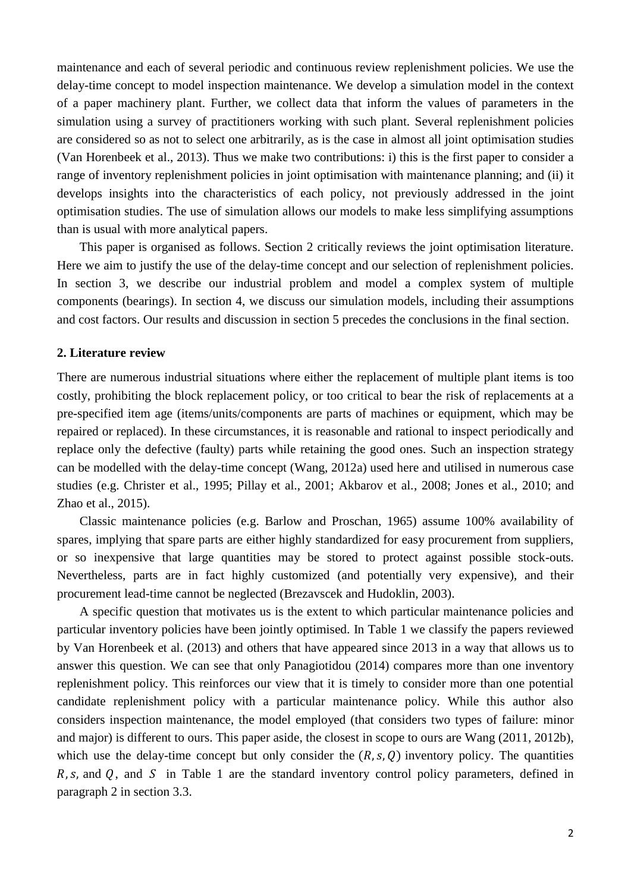maintenance and each of several periodic and continuous review replenishment policies. We use the delay-time concept to model inspection maintenance. We develop a simulation model in the context of a paper machinery plant. Further, we collect data that inform the values of parameters in the simulation using a survey of practitioners working with such plant. Several replenishment policies are considered so as not to select one arbitrarily, as is the case in almost all joint optimisation studies (Van Horenbeek et al., 2013). Thus we make two contributions: i) this is the first paper to consider a range of inventory replenishment policies in joint optimisation with maintenance planning; and (ii) it develops insights into the characteristics of each policy, not previously addressed in the joint optimisation studies. The use of simulation allows our models to make less simplifying assumptions than is usual with more analytical papers.

This paper is organised as follows. Section 2 critically reviews the joint optimisation literature. Here we aim to justify the use of the delay-time concept and our selection of replenishment policies. In section 3, we describe our industrial problem and model a complex system of multiple components (bearings). In section 4, we discuss our simulation models, including their assumptions and cost factors. Our results and discussion in section 5 precedes the conclusions in the final section.

## 2. Literature review

There are numerous industrial situations where either the replacement of multiple plant items is too costly, prohibiting the block replacement policy, or too critical to bear the risk of replacements at a pre-specified item age (items/units/components are parts of machines or equipment, which may be repaired or replaced). In these circumstances, it is reasonable and rational to inspect periodically and replace only the defective (faulty) parts while retaining the good ones. Such an inspection strategy can be modelled with the delay-time concept (Wang, 2012a) used here and utilised in numerous case studies (e.g. Christer et al., 1995; Pillay et al., 2001; Akbarov et al., 2008; Jones et al., 2010; and Zhao et al., 2015).

Classic maintenance policies (e.g. Barlow and Proschan, 1965) assume 100% availability of spares, implying that spare parts are either highly standardized for easy procurement from suppliers, or so inexpensive that large quantities may be stored to protect against possible stock-outs. Nevertheless, parts are in fact highly customized (and potentially very expensive), and their procurement lead-time cannot be neglected (Brezavscek and Hudoklin, 2003).

A specific question that motivates us is the extent to which particular maintenance policies and particular inventory policies have been jointly optimised. In Table 1 we classify the papers reviewed by Van Horenbeek et al. (2013) and others that have appeared since 2013 in a way that allows us to answer this question. We can see that only Panagiotidou (2014) compares more than one inventory replenishment policy. This reinforces our view that it is timely to consider more than one potential candidate replenishment policy with a particular maintenance policy. While this author also considers inspection maintenance, the model employed (that considers two types of failure: minor and major) is different to ours. This paper aside, the closest in scope to ours are Wang (2011, 2012b), which use the delay-time concept but only consider the $(R, s, Q)$ inventory policy. The quantities $R, s,$ and $Q$, and $S$ in Table 1 are the standard inventory control policy parameters, defined in paragraph 2 in section 3.3.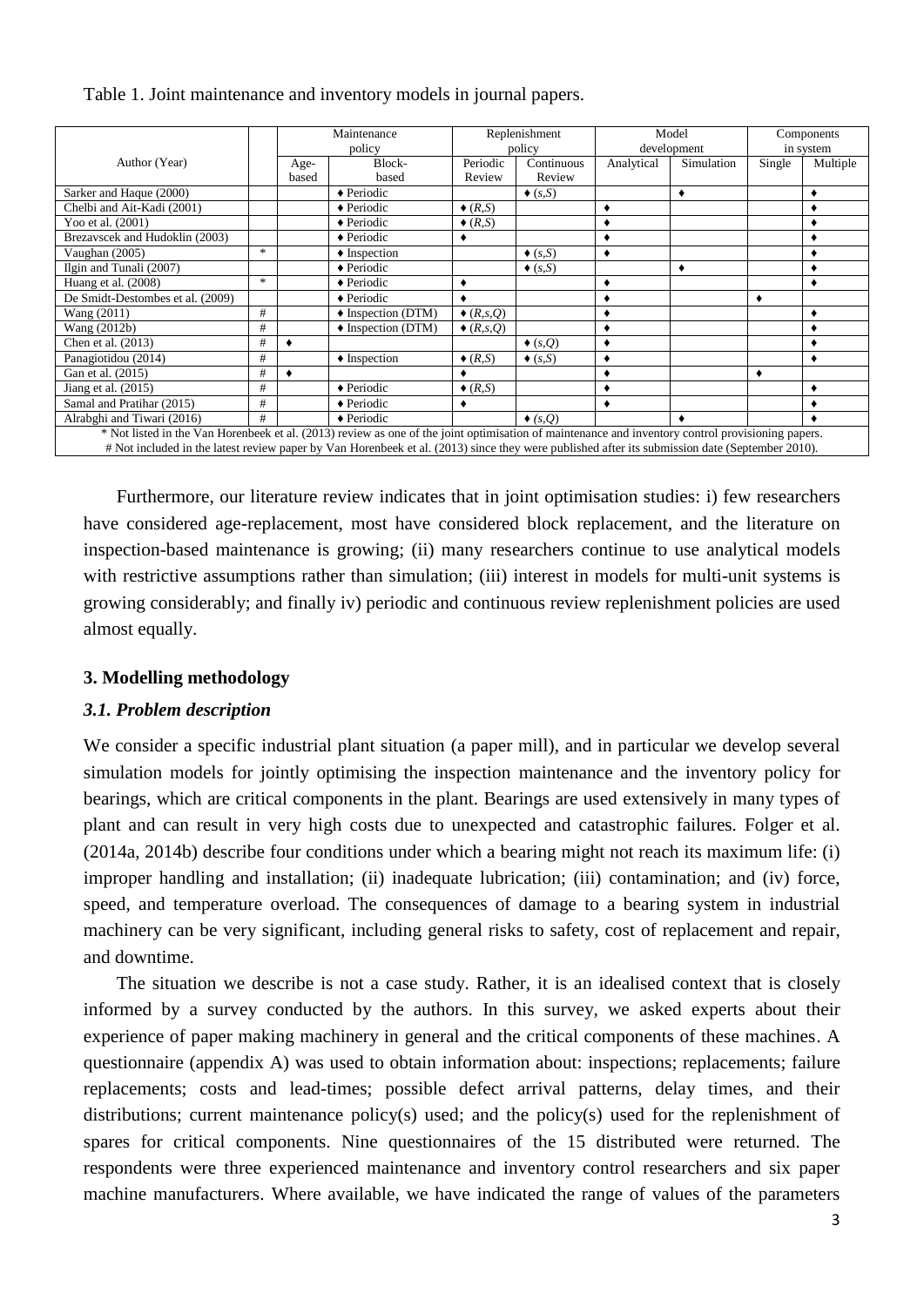Table 1. Joint maintenance and inventory models in journal papers.

| Author (Year) | | Maintenance policy | | Replenishment policy | | Model development | | Components in system | |
|---|---|---|---|---|---|---|---|---|---|
| | | Age-based | Block-based | Periodic Review | Continuous Review | Analytical | Simulation | Single | Multiple |
| Sarker and Haque (2000) | | | ♦ Periodic | | ♦ (*s*,*S*) | | ♦ | | ♦ |
| Chelbi and Ait-Kadi (2001) | | | ♦ Periodic | ♦ (*R*,*S*) | | ♦ | | | ♦ |
| Yoo et al. (2001) | | | ♦ Periodic | ♦ (*R*,*S*) | | ♦ | | | ♦ |
| Brezavscek and Hudoklin (2003) | | | ♦ Periodic | ♦ | | ♦ | | | ♦ |
| Vaughan (2005) | * | | ♦ Inspection | | ♦ (*s*,*S*) | ♦ | | | ♦ |
| Ilgin and Tunali (2007) | | | ♦ Periodic | | ♦ (*s*,*S*) | | ♦ | | ♦ |
| Huang et al. (2008) | * | | ♦ Periodic | ♦ | | ♦ | | | ♦ |
| De Smidt-Destombes et al. (2009) | | | ♦ Periodic | ♦ | | ♦ | | ♦ | |
| Wang (2011) | # | | ♦ Inspection (DTM) | ♦ (*R*,*s*,*Q*) | | ♦ | | | ♦ |
| Wang (2012b) | # | | ♦ Inspection (DTM) | ♦ (*R*,*s*,*Q*) | | ♦ | | | ♦ |
| Chen et al. (2013) | # | ♦ | | | ♦ (*s*,*Q*) | ♦ | | | ♦ |
| Panagiotidou (2014) | # | | ♦ Inspection | ♦ (*R*,*S*) | ♦ (*s*,*S*) | ♦ | | | ♦ |
| Gan et al. (2015) | # | ♦ | | ♦ | | ♦ | | ♦ | |
| Jiang et al. (2015) | # | | ♦ Periodic | ♦ (*R*,*S*) | | ♦ | | | ♦ |
| Samal and Pratihar (2015) | # | | ♦ Periodic | ♦ | | ♦ | | | ♦ |
| Alrabghi and Tiwari (2016) | # | | ♦ Periodic | | ♦ (*s*,*Q*) | | ♦ | | ♦ |

\* Not listed in the Van Horenbeek et al. (2013) review as one of the joint optimisation of maintenance and inventory control provisioning papers.
\# Not included in the latest review paper by Van Horenbeek et al. (2013) since they were published after its submission date (September 2010).

Furthermore, our literature review indicates that in joint optimisation studies: i) few researchers have considered age-replacement, most have considered block replacement, and the literature on inspection-based maintenance is growing; (ii) many researchers continue to use analytical models with restrictive assumptions rather than simulation; (iii) interest in models for multi-unit systems is growing considerably; and finally iv) periodic and continuous review replenishment policies are used almost equally.

## 3. Modelling methodology

### *3.1. Problem description*

We consider a specific industrial plant situation (a paper mill), and in particular we develop several simulation models for jointly optimising the inspection maintenance and the inventory policy for bearings, which are critical components in the plant. Bearings are used extensively in many types of plant and can result in very high costs due to unexpected and catastrophic failures. Folger et al. (2014a, 2014b) describe four conditions under which a bearing might not reach its maximum life: (i) improper handling and installation; (ii) inadequate lubrication; (iii) contamination; and (iv) force, speed, and temperature overload. The consequences of damage to a bearing system in industrial machinery can be very significant, including general risks to safety, cost of replacement and repair, and downtime.

The situation we describe is not a case study. Rather, it is an idealised context that is closely informed by a survey conducted by the authors. In this survey, we asked experts about their experience of paper making machinery in general and the critical components of these machines. A questionnaire (appendix A) was used to obtain information about: inspections; replacements; failure replacements; costs and lead-times; possible defect arrival patterns, delay times, and their distributions; current maintenance policy(s) used; and the policy(s) used for the replenishment of spares for critical components. Nine questionnaires of the 15 distributed were returned. The respondents were three experienced maintenance and inventory control researchers and six paper machine manufacturers. Where available, we have indicated the range of values of the parameters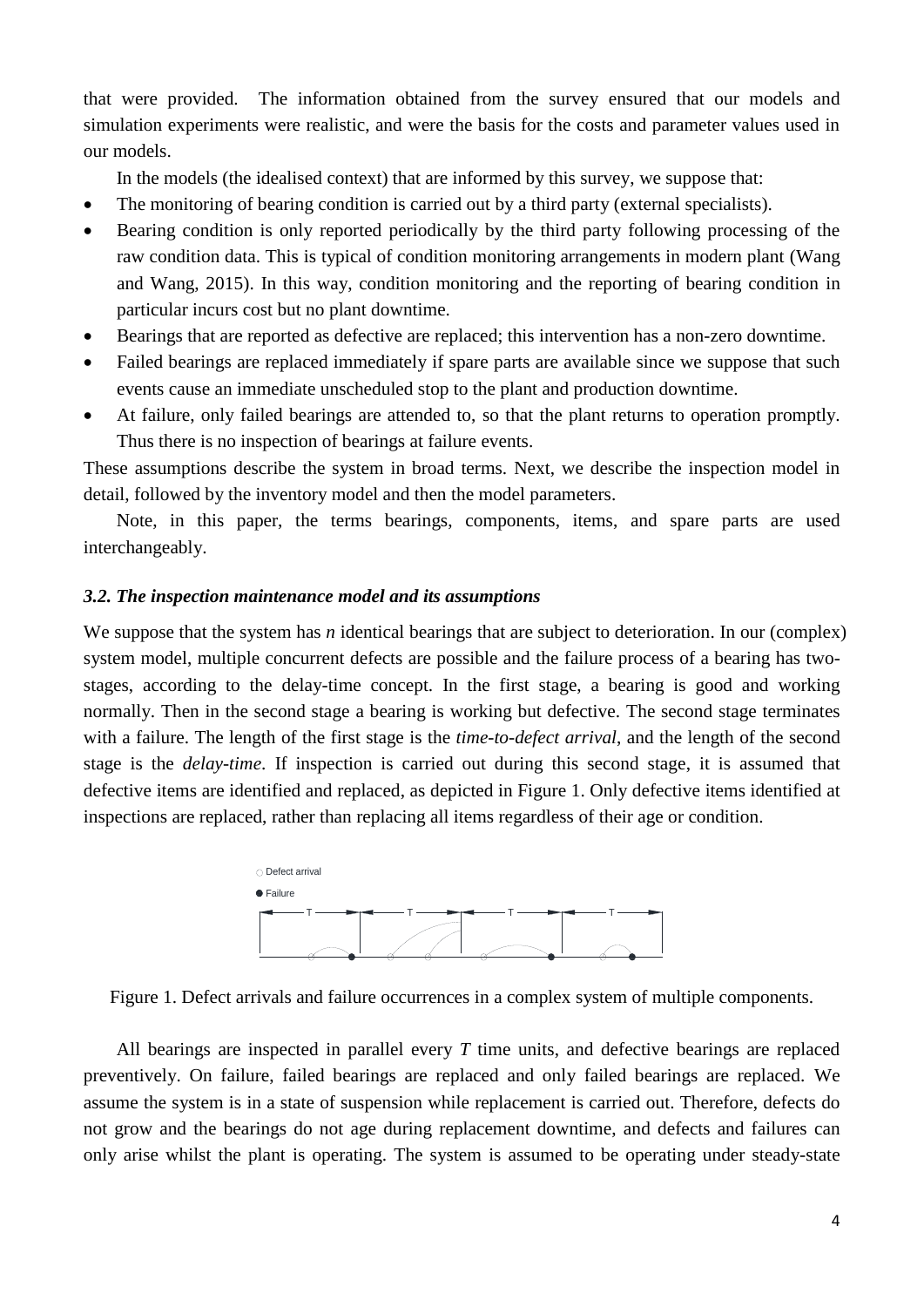that were provided. The information obtained from the survey ensured that our models and simulation experiments were realistic, and were the basis for the costs and parameter values used in our models.

In the models (the idealised context) that are informed by this survey, we suppose that:

- The monitoring of bearing condition is carried out by a third party (external specialists).
- Bearing condition is only reported periodically by the third party following processing of the raw condition data. This is typical of condition monitoring arrangements in modern plant (Wang and Wang, 2015). In this way, condition monitoring and the reporting of bearing condition in particular incurs cost but no plant downtime.
- Bearings that are reported as defective are replaced; this intervention has a non-zero downtime.
- Failed bearings are replaced immediately if spare parts are available since we suppose that such events cause an immediate unscheduled stop to the plant and production downtime.
- At failure, only failed bearings are attended to, so that the plant returns to operation promptly. Thus there is no inspection of bearings at failure events.

These assumptions describe the system in broad terms. Next, we describe the inspection model in detail, followed by the inventory model and then the model parameters.

Note, in this paper, the terms bearings, components, items, and spare parts are used interchangeably.

### *3.2. The inspection maintenance model and its assumptions*

We suppose that the system has $n$ identical bearings that are subject to deterioration. In our (complex) system model, multiple concurrent defects are possible and the failure process of a bearing has two-stages, according to the delay-time concept. In the first stage, a bearing is good and working normally. Then in the second stage a bearing is working but defective. The second stage terminates with a failure. The length of the first stage is the *time-to-defect arrival*, and the length of the second stage is the *delay-time*. If inspection is carried out during this second stage, it is assumed that defective items are identified and replaced, as depicted in Figure 1. Only defective items identified at inspections are replaced, rather than replacing all items regardless of their age or condition.

Defect arrival
Failure
T
T
T
T

Figure 1. Defect arrivals and failure occurrences in a complex system of multiple components.

All bearings are inspected in parallel every $T$ time units, and defective bearings are replaced preventively. On failure, failed bearings are replaced and only failed bearings are replaced. We assume the system is in a state of suspension while replacement is carried out. Therefore, defects do not grow and the bearings do not age during replacement downtime, and defects and failures can only arise whilst the plant is operating. The system is assumed to be operating under steady-state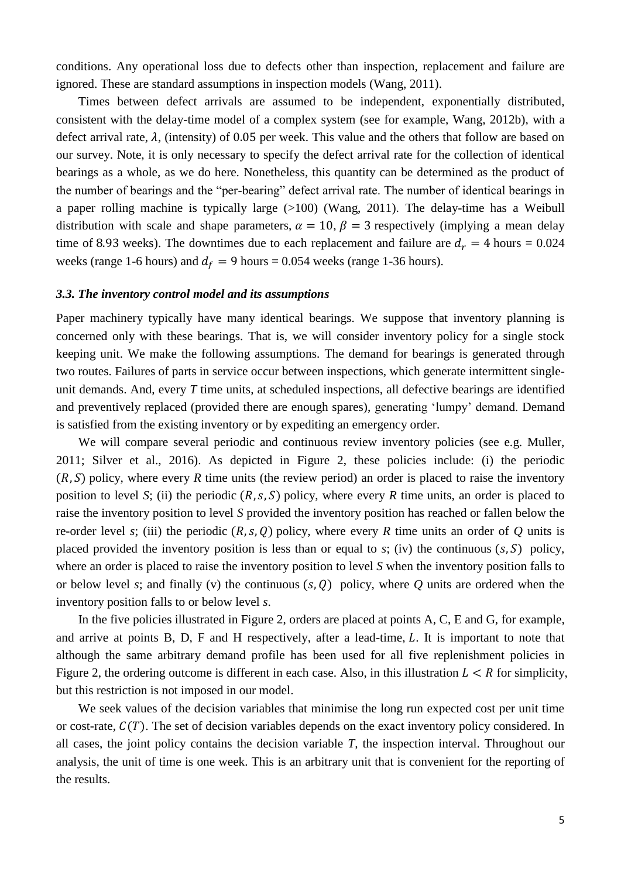conditions. Any operational loss due to defects other than inspection, replacement and failure are ignored. These are standard assumptions in inspection models (Wang, 2011).

Times between defect arrivals are assumed to be independent, exponentially distributed, consistent with the delay-time model of a complex system (see for example, Wang, 2012b), with a defect arrival rate, $\lambda$, (intensity) of 0.05 per week. This value and the others that follow are based on our survey. Note, it is only necessary to specify the defect arrival rate for the collection of identical bearings as a whole, as we do here. Nonetheless, this quantity can be determined as the product of the number of bearings and the "per-bearing" defect arrival rate. The number of identical bearings in a paper rolling machine is typically large (>100) (Wang, 2011). The delay-time has a Weibull distribution with scale and shape parameters, $\alpha = 10, \beta = 3$ respectively (implying a mean delay time of 8.93 weeks). The downtimes due to each replacement and failure are $d_r = 4$ hours = 0.024 weeks (range 1-6 hours) and $d_f = 9$ hours = 0.054 weeks (range 1-36 hours).

### *3.3. The inventory control model and its assumptions*

Paper machinery typically have many identical bearings. We suppose that inventory planning is concerned only with these bearings. That is, we will consider inventory policy for a single stock keeping unit. We make the following assumptions. The demand for bearings is generated through two routes. Failures of parts in service occur between inspections, which generate intermittent single-unit demands. And, every *T* time units, at scheduled inspections, all defective bearings are identified and preventively replaced (provided there are enough spares), generating 'lumpy' demand. Demand is satisfied from the existing inventory or by expediting an emergency order.

We will compare several periodic and continuous review inventory policies (see e.g. Muller, 2011; Silver et al., 2016). As depicted in Figure 2, these policies include: (i) the periodic $(R, S)$ policy, where every *R* time units (the review period) an order is placed to raise the inventory position to level *S*; (ii) the periodic $(R, s, S)$ policy, where every *R* time units, an order is placed to raise the inventory position to level *S* provided the inventory position has reached or fallen below the re-order level *s*; (iii) the periodic $(R, s, Q)$ policy, where every *R* time units an order of *Q* units is placed provided the inventory position is less than or equal to *s*; (iv) the continuous $(s, S)$ policy, where an order is placed to raise the inventory position to level *S* when the inventory position falls to or below level *s*; and finally (v) the continuous $(s, Q)$ policy, where *Q* units are ordered when the inventory position falls to or below level *s*.

In the five policies illustrated in Figure 2, orders are placed at points A, C, E and G, for example, and arrive at points B, D, F and H respectively, after a lead-time, $L$. It is important to note that although the same arbitrary demand profile has been used for all five replenishment policies in Figure 2, the ordering outcome is different in each case. Also, in this illustration $L < R$ for simplicity, but this restriction is not imposed in our model.

We seek values of the decision variables that minimise the long run expected cost per unit time or cost-rate, $C(T)$. The set of decision variables depends on the exact inventory policy considered. In all cases, the joint policy contains the decision variable *T*, the inspection interval. Throughout our analysis, the unit of time is one week. This is an arbitrary unit that is convenient for the reporting of the results.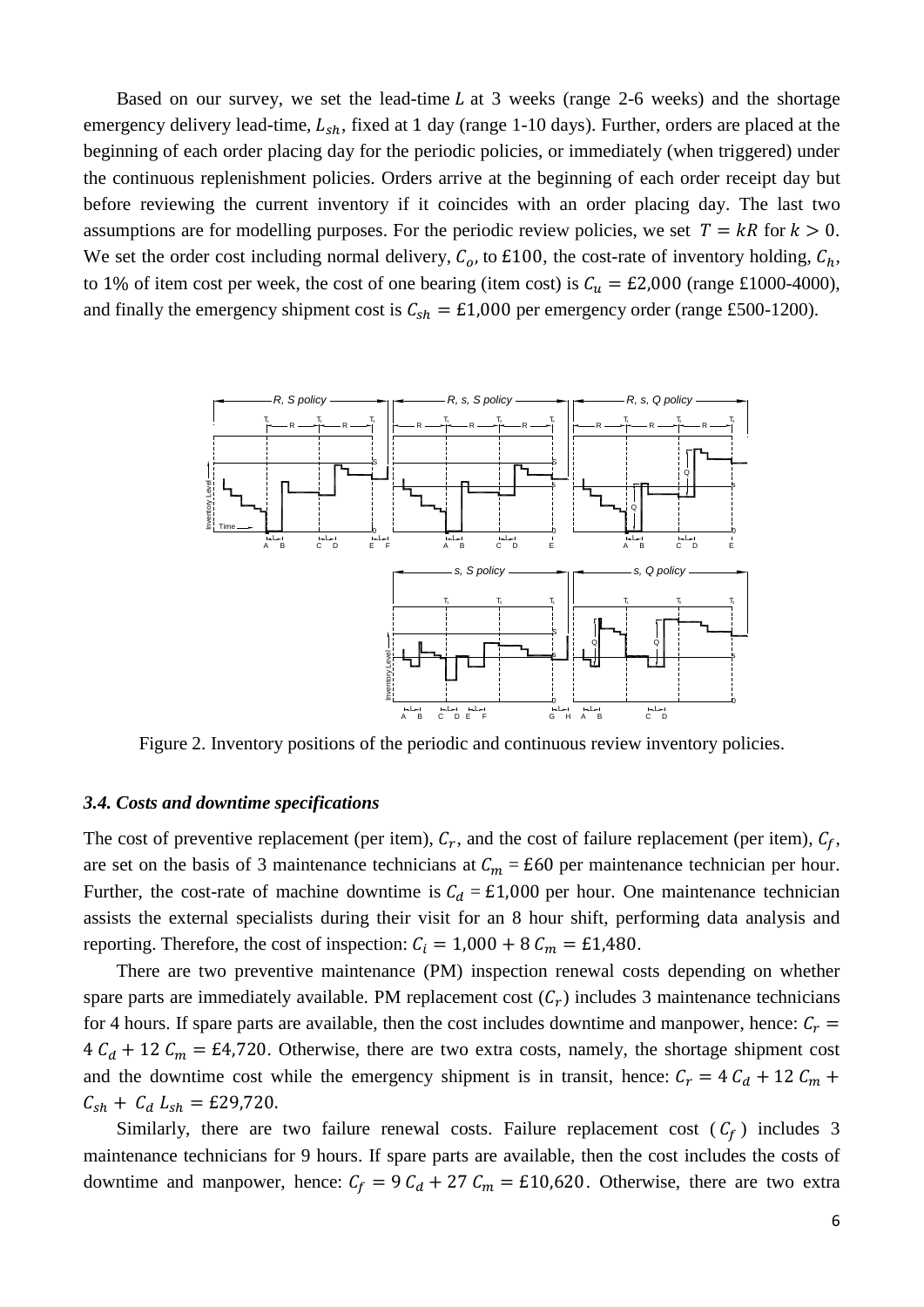Based on our survey, we set the lead-time $L$ at 3 weeks (range 2-6 weeks) and the shortage emergency delivery lead-time, $L_{sh}$, fixed at 1 day (range 1-10 days). Further, orders are placed at the beginning of each order placing day for the periodic policies, or immediately (when triggered) under the continuous replenishment policies. Orders arrive at the beginning of each order receipt day but before reviewing the current inventory if it coincides with an order placing day. The last two assumptions are for modelling purposes. For the periodic review policies, we set $T = kR$ for $k > 0$. We set the order cost including normal delivery, $C_o$, to £100, the cost-rate of inventory holding, $C_h$, to 1% of item cost per week, the cost of one bearing (item cost) is $C_u = £2{,}000$ (range £1000-4000), and finally the emergency shipment cost is $C_{sh} = £1{,}000$ per emergency order (range £500-1200).

Figure 2. Inventory positions of the periodic and continuous review inventory policies.

### *3.4. Costs and downtime specifications*

The cost of preventive replacement (per item), $C_r$, and the cost of failure replacement (per item), $C_f$, are set on the basis of 3 maintenance technicians at $C_m$ = £60 per maintenance technician per hour. Further, the cost-rate of machine downtime is $C_d$ = £1,000 per hour. One maintenance technician assists the external specialists during their visit for an 8 hour shift, performing data analysis and reporting. Therefore, the cost of inspection: $C_i = 1{,}000 + 8\,C_m = £1{,}480$.

There are two preventive maintenance (PM) inspection renewal costs depending on whether spare parts are immediately available. PM replacement cost ($C_r$) includes 3 maintenance technicians for 4 hours. If spare parts are available, then the cost includes downtime and manpower, hence: $C_r = 4\,C_d + 12\,C_m = £4{,}720$. Otherwise, there are two extra costs, namely, the shortage shipment cost and the downtime cost while the emergency shipment is in transit, hence: $C_r = 4\,C_d + 12\,C_m + C_{sh} + C_d\,L_{sh} = £29{,}720$.

Similarly, there are two failure renewal costs. Failure replacement cost ($C_f$) includes 3 maintenance technicians for 9 hours. If spare parts are available, then the cost includes the costs of downtime and manpower, hence: $C_f = 9\,C_d + 27\,C_m = £10{,}620$. Otherwise, there are two extra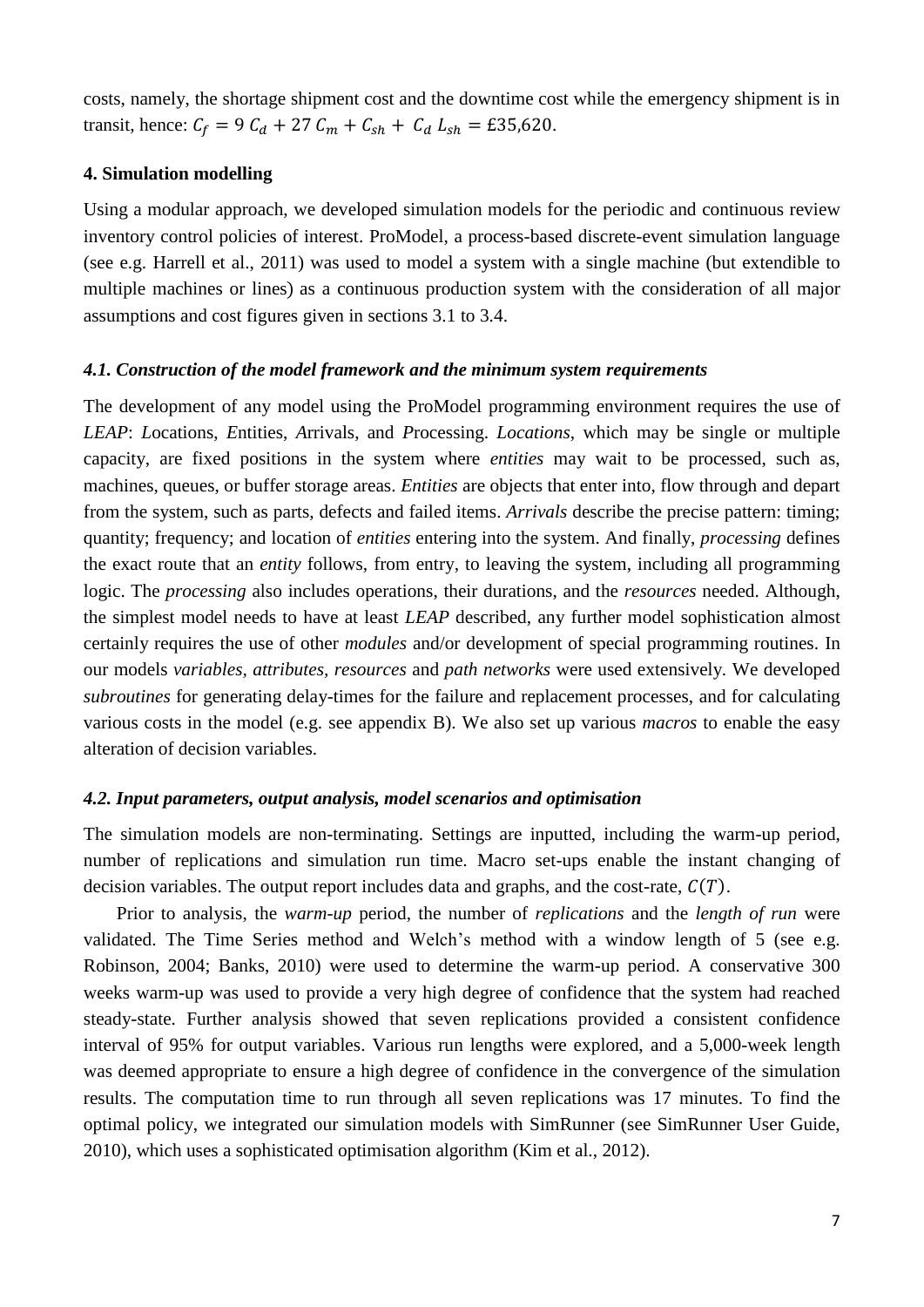costs, namely, the shortage shipment cost and the downtime cost while the emergency shipment is in transit, hence: $C_f = 9\,C_d + 27\,C_m + C_{sh} + C_d\,L_{sh} = £35{,}620$.

## 4. Simulation modelling

Using a modular approach, we developed simulation models for the periodic and continuous review inventory control policies of interest. ProModel, a process-based discrete-event simulation language (see e.g. Harrell et al., 2011) was used to model a system with a single machine (but extendible to multiple machines or lines) as a continuous production system with the consideration of all major assumptions and cost figures given in sections 3.1 to 3.4.

### *4.1. Construction of the model framework and the minimum system requirements*

The development of any model using the ProModel programming environment requires the use of *LEAP*: *L*ocations, *E*ntities, *A*rrivals, and *P*rocessing. *Locations*, which may be single or multiple capacity, are fixed positions in the system where *entities* may wait to be processed, such as, machines, queues, or buffer storage areas. *Entities* are objects that enter into, flow through and depart from the system, such as parts, defects and failed items. *Arrivals* describe the precise pattern: timing; quantity; frequency; and location of *entities* entering into the system. And finally, *processing* defines the exact route that an *entity* follows, from entry, to leaving the system, including all programming logic. The *processing* also includes operations, their durations, and the *resources* needed. Although, the simplest model needs to have at least *LEAP* described, any further model sophistication almost certainly requires the use of other *modules* and/or development of special programming routines. In our models *variables, attributes, resources* and *path networks* were used extensively. We developed *subroutines* for generating delay-times for the failure and replacement processes, and for calculating various costs in the model (e.g. see appendix B). We also set up various *macros* to enable the easy alteration of decision variables.

### *4.2. Input parameters, output analysis, model scenarios and optimisation*

The simulation models are non-terminating. Settings are inputted, including the warm-up period, number of replications and simulation run time. Macro set-ups enable the instant changing of decision variables. The output report includes data and graphs, and the cost-rate, $C(T)$.

Prior to analysis, the *warm-up* period, the number of *replications* and the *length of run* were validated. The Time Series method and Welch's method with a window length of 5 (see e.g. Robinson, 2004; Banks, 2010) were used to determine the warm-up period. A conservative 300 weeks warm-up was used to provide a very high degree of confidence that the system had reached steady-state. Further analysis showed that seven replications provided a consistent confidence interval of 95% for output variables. Various run lengths were explored, and a 5,000-week length was deemed appropriate to ensure a high degree of confidence in the convergence of the simulation results. The computation time to run through all seven replications was 17 minutes. To find the optimal policy, we integrated our simulation models with SimRunner (see SimRunner User Guide, 2010), which uses a sophisticated optimisation algorithm (Kim et al., 2012).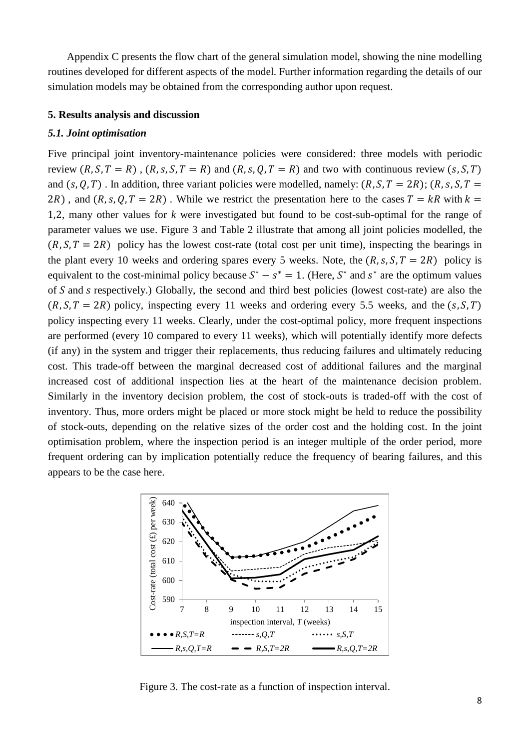Appendix C presents the flow chart of the general simulation model, showing the nine modelling routines developed for different aspects of the model. Further information regarding the details of our simulation models may be obtained from the corresponding author upon request.

## 5. Results analysis and discussion

### *5.1. Joint optimisation*

Five principal joint inventory-maintenance policies were considered: three models with periodic review $(R, S, T = R)$, $(R, s, S, T = R)$ and $(R, s, Q, T = R)$ and two with continuous review $(s, S, T)$ and $(s, Q, T)$. In addition, three variant policies were modelled, namely: $(R, S, T = 2R)$; $(R, s, S, T = 2R)$, and $(R, s, Q, T = 2R)$. While we restrict the presentation here to the cases $T = kR$ with $k = 1,2$, many other values for $k$ were investigated but found to be cost-sub-optimal for the range of parameter values we use. Figure 3 and Table 2 illustrate that among all joint policies modelled, the $(R, S, T = 2R)$ policy has the lowest cost-rate (total cost per unit time), inspecting the bearings in the plant every 10 weeks and ordering spares every 5 weeks. Note, the $(R, s, S, T = 2R)$ policy is equivalent to the cost-minimal policy because $S^* - s^* = 1$. (Here, $S^*$ and $s^*$ are the optimum values of $S$ and $s$ respectively.) Globally, the second and third best policies (lowest cost-rate) are also the $(R, S, T = 2R)$ policy, inspecting every 11 weeks and ordering every 5.5 weeks, and the $(s, S, T)$ policy inspecting every 11 weeks. Clearly, under the cost-optimal policy, more frequent inspections are performed (every 10 compared to every 11 weeks), which will potentially identify more defects (if any) in the system and trigger their replacements, thus reducing failures and ultimately reducing cost. This trade-off between the marginal decreased cost of additional failures and the marginal increased cost of additional inspection lies at the heart of the maintenance decision problem. Similarly in the inventory decision problem, the cost of stock-outs is traded-off with the cost of inventory. Thus, more orders might be placed or more stock might be held to reduce the possibility of stock-outs, depending on the relative sizes of the order cost and the holding cost. In the joint optimisation problem, where the inspection period is an integer multiple of the order period, more frequent ordering can by implication potentially reduce the frequency of bearing failures, and this appears to be the case here.

Figure 3. The cost-rate as a function of inspection interval.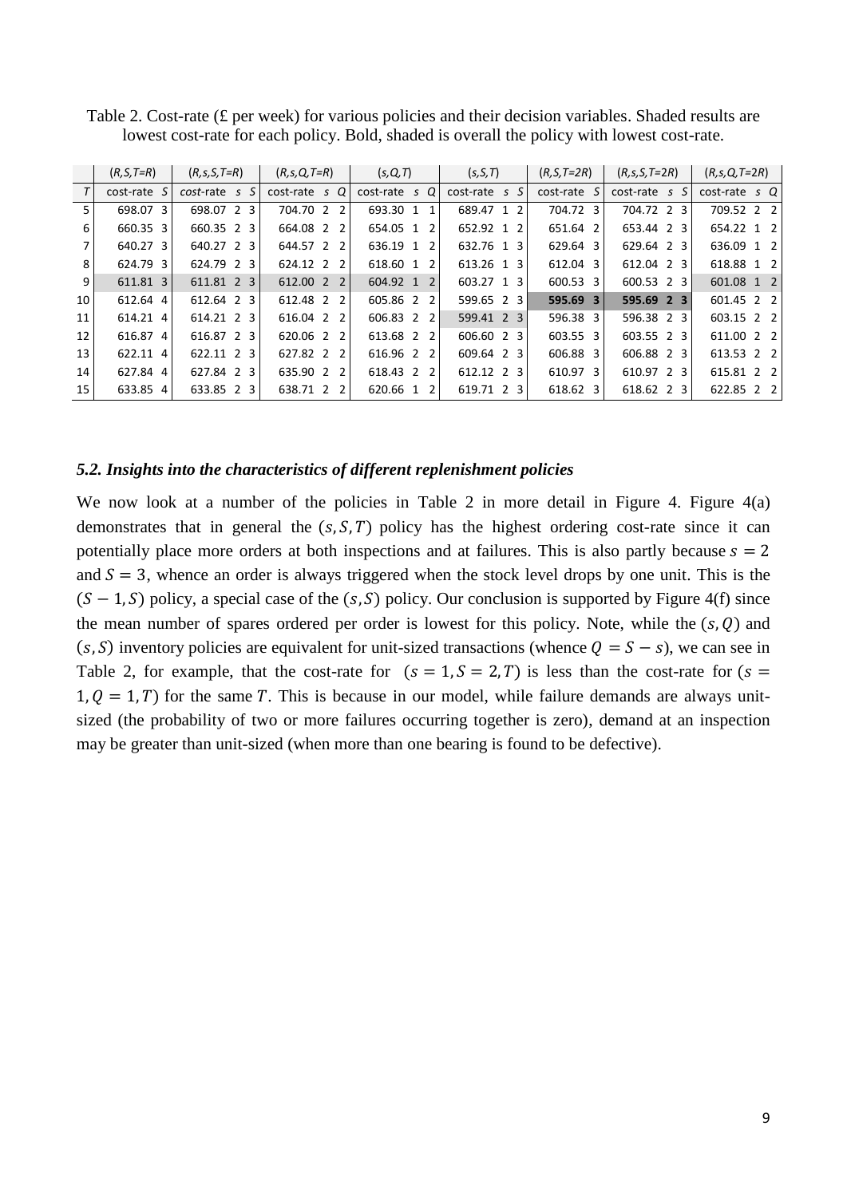Table 2. Cost-rate (£ per week) for various policies and their decision variables. Shaded results are lowest cost-rate for each policy. Bold, shaded is overall the policy with lowest cost-rate.

| | $(R,S,T{=}R)$ | | $(R,s,S,T{=}R)$ | | | $(R,s,Q,T{=}R)$ | | | $(s,Q,T)$ | | | $(s,S,T)$ | | | $(R,S,T{=}2R)$ | | $(R,s,S,T{=}2R)$ | | | $(R,s,Q,T{=}2R)$ | | |
|---|---|---|---|---|---|---|---|---|---|---|---|---|---|---|---|---|---|---|---|---|---|---|
| $T$ | cost-rate | $S$ | cost-rate | $s$ | $S$ | cost-rate | $s$ | $Q$ | cost-rate | $s$ | $Q$ | cost-rate | $s$ | $S$ | cost-rate | $S$ | cost-rate | $s$ | $S$ | cost-rate | $s$ | $Q$ |
| 5 | 698.07 | 3 | 698.07 | 2 | 3 | 704.70 | 2 | 2 | 693.30 | 1 | 1 | 689.47 | 1 | 2 | 704.72 | 3 | 704.72 | 2 | 3 | 709.52 | 2 | 2 |
| 6 | 660.35 | 3 | 660.35 | 2 | 3 | 664.08 | 2 | 2 | 654.05 | 1 | 2 | 652.92 | 1 | 2 | 651.64 | 2 | 653.44 | 2 | 3 | 654.22 | 1 | 2 |
| 7 | 640.27 | 3 | 640.27 | 2 | 3 | 644.57 | 2 | 2 | 636.19 | 1 | 2 | 632.76 | 1 | 3 | 629.64 | 3 | 629.64 | 2 | 3 | 636.09 | 1 | 2 |
| 8 | 624.79 | 3 | 624.79 | 2 | 3 | 624.12 | 2 | 2 | 618.60 | 1 | 2 | 613.26 | 1 | 3 | 612.04 | 3 | 612.04 | 2 | 3 | 618.88 | 1 | 2 |
| 9 | 611.81 | 3 | 611.81 | 2 | 3 | 612.00 | 2 | 2 | 604.92 | 1 | 2 | 603.27 | 1 | 3 | 600.53 | 3 | 600.53 | 2 | 3 | 601.08 | 1 | 2 |
| 10 | 612.64 | 4 | 612.64 | 2 | 3 | 612.48 | 2 | 2 | 605.86 | 2 | 2 | 599.65 | 2 | 3 | **595.69** | **3** | **595.69** | **2** | **3** | 601.45 | 2 | 2 |
| 11 | 614.21 | 4 | 614.21 | 2 | 3 | 616.04 | 2 | 2 | 606.83 | 2 | 2 | 599.41 | 2 | 3 | 596.38 | 3 | 596.38 | 2 | 3 | 603.15 | 2 | 2 |
| 12 | 616.87 | 4 | 616.87 | 2 | 3 | 620.06 | 2 | 2 | 613.68 | 2 | 2 | 606.60 | 2 | 3 | 603.55 | 3 | 603.55 | 2 | 3 | 611.00 | 2 | 2 |
| 13 | 622.11 | 4 | 622.11 | 2 | 3 | 627.82 | 2 | 2 | 616.96 | 2 | 2 | 609.64 | 2 | 3 | 606.88 | 3 | 606.88 | 2 | 3 | 613.53 | 2 | 2 |
| 14 | 627.84 | 4 | 627.84 | 2 | 3 | 635.90 | 2 | 2 | 618.43 | 2 | 2 | 612.12 | 2 | 3 | 610.97 | 3 | 610.97 | 2 | 3 | 615.81 | 2 | 2 |
| 15 | 633.85 | 4 | 633.85 | 2 | 3 | 638.71 | 2 | 2 | 620.66 | 1 | 2 | 619.71 | 2 | 3 | 618.62 | 3 | 618.62 | 2 | 3 | 622.85 | 2 | 2 |

### *5.2. Insights into the characteristics of different replenishment policies*

We now look at a number of the policies in Table 2 in more detail in Figure 4. Figure 4(a) demonstrates that in general the $(s, S, T)$ policy has the highest ordering cost-rate since it can potentially place more orders at both inspections and at failures. This is also partly because $s = 2$ and $S = 3$, whence an order is always triggered when the stock level drops by one unit. This is the $(S - 1, S)$ policy, a special case of the $(s, S)$ policy. Our conclusion is supported by Figure 4(f) since the mean number of spares ordered per order is lowest for this policy. Note, while the $(s, Q)$ and $(s, S)$ inventory policies are equivalent for unit-sized transactions (whence $Q = S - s$), we can see in Table 2, for example, that the cost-rate for $(s = 1, S = 2, T)$ is less than the cost-rate for $(s = 1, Q = 1, T)$ for the same $T$. This is because in our model, while failure demands are always unit-sized (the probability of two or more failures occurring together is zero), demand at an inspection may be greater than unit-sized (when more than one bearing is found to be defective).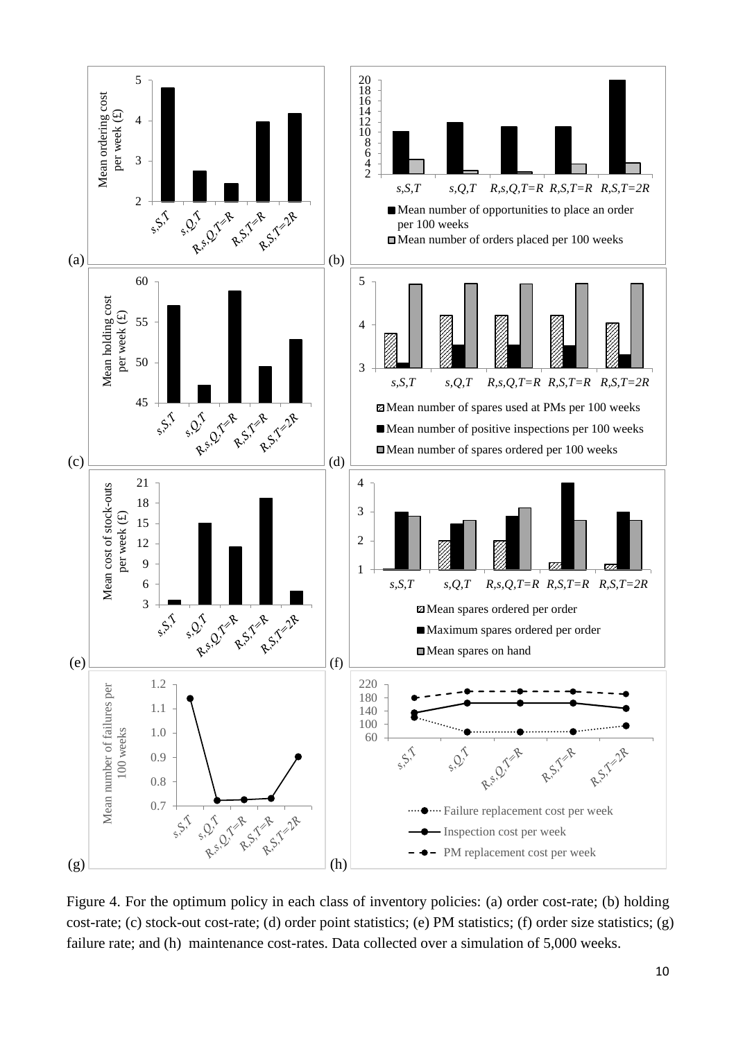Figure 4. For the optimum policy in each class of inventory policies: (a) order cost-rate; (b) holding cost-rate; (c) stock-out cost-rate; (d) order point statistics; (e) PM statistics; (f) order size statistics; (g) failure rate; and (h) maintenance cost-rates. Data collected over a simulation of 5,000 weeks.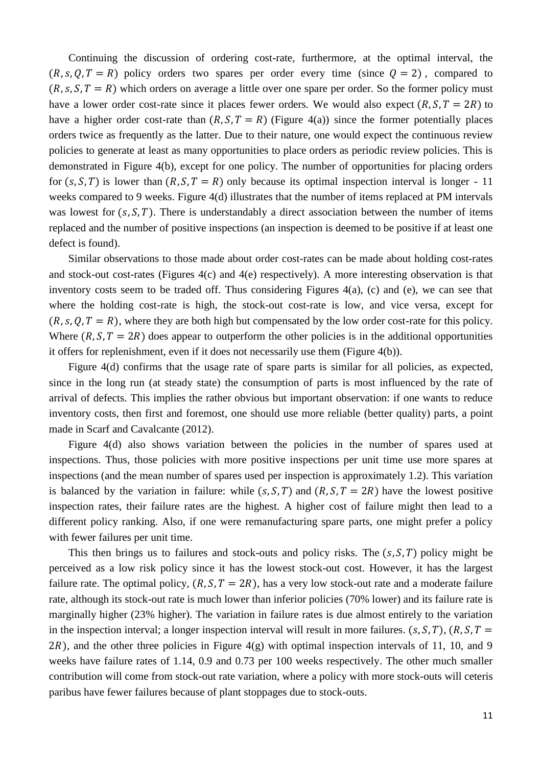Continuing the discussion of ordering cost-rate, furthermore, at the optimal interval, the $(R, s, Q, T = R)$ policy orders two spares per order every time (since $Q = 2$), compared to $(R, s, S, T = R)$ which orders on average a little over one spare per order. So the former policy must have a lower order cost-rate since it places fewer orders. We would also expect $(R, S, T = 2R)$ to have a higher order cost-rate than $(R, S, T = R)$ (Figure 4(a)) since the former potentially places orders twice as frequently as the latter. Due to their nature, one would expect the continuous review policies to generate at least as many opportunities to place orders as periodic review policies. This is demonstrated in Figure 4(b), except for one policy. The number of opportunities for placing orders for $(s, S, T)$ is lower than $(R, S, T = R)$ only because its optimal inspection interval is longer - 11 weeks compared to 9 weeks. Figure 4(d) illustrates that the number of items replaced at PM intervals was lowest for $(s, S, T)$. There is understandably a direct association between the number of items replaced and the number of positive inspections (an inspection is deemed to be positive if at least one defect is found).

Similar observations to those made about order cost-rates can be made about holding cost-rates and stock-out cost-rates (Figures 4(c) and 4(e) respectively). A more interesting observation is that inventory costs seem to be traded off. Thus considering Figures 4(a), (c) and (e), we can see that where the holding cost-rate is high, the stock-out cost-rate is low, and vice versa, except for $(R, s, Q, T = R)$, where they are both high but compensated by the low order cost-rate for this policy. Where $(R, S, T = 2R)$ does appear to outperform the other policies is in the additional opportunities it offers for replenishment, even if it does not necessarily use them (Figure 4(b)).

Figure 4(d) confirms that the usage rate of spare parts is similar for all policies, as expected, since in the long run (at steady state) the consumption of parts is most influenced by the rate of arrival of defects. This implies the rather obvious but important observation: if one wants to reduce inventory costs, then first and foremost, one should use more reliable (better quality) parts, a point made in Scarf and Cavalcante (2012).

Figure 4(d) also shows variation between the policies in the number of spares used at inspections. Thus, those policies with more positive inspections per unit time use more spares at inspections (and the mean number of spares used per inspection is approximately 1.2). This variation is balanced by the variation in failure: while $(s, S, T)$ and $(R, S, T = 2R)$ have the lowest positive inspection rates, their failure rates are the highest. A higher cost of failure might then lead to a different policy ranking. Also, if one were remanufacturing spare parts, one might prefer a policy with fewer failures per unit time.

This then brings us to failures and stock-outs and policy risks. The $(s, S, T)$ policy might be perceived as a low risk policy since it has the lowest stock-out cost. However, it has the largest failure rate. The optimal policy, $(R, S, T = 2R)$, has a very low stock-out rate and a moderate failure rate, although its stock-out rate is much lower than inferior policies (70% lower) and its failure rate is marginally higher (23% higher). The variation in failure rates is due almost entirely to the variation in the inspection interval; a longer inspection interval will result in more failures. $(s, S, T)$, $(R, S, T = 2R)$, and the other three policies in Figure 4(g) with optimal inspection intervals of 11, 10, and 9 weeks have failure rates of 1.14, 0.9 and 0.73 per 100 weeks respectively. The other much smaller contribution will come from stock-out rate variation, where a policy with more stock-outs will ceteris paribus have fewer failures because of plant stoppages due to stock-outs.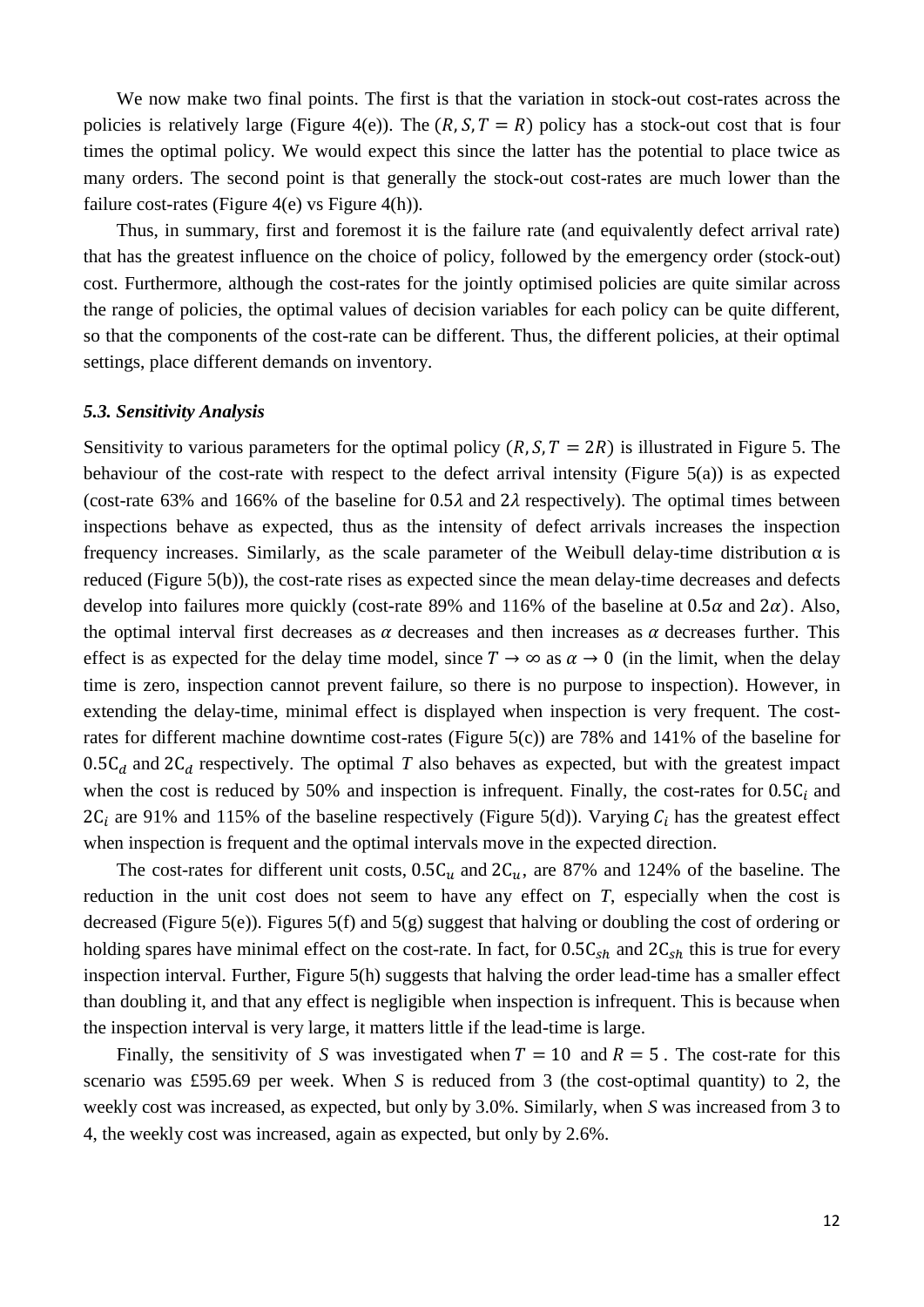We now make two final points. The first is that the variation in stock-out cost-rates across the policies is relatively large (Figure 4(e)). The $(R, S, T = R)$ policy has a stock-out cost that is four times the optimal policy. We would expect this since the latter has the potential to place twice as many orders. The second point is that generally the stock-out cost-rates are much lower than the failure cost-rates (Figure 4(e) vs Figure 4(h)).

Thus, in summary, first and foremost it is the failure rate (and equivalently defect arrival rate) that has the greatest influence on the choice of policy, followed by the emergency order (stock-out) cost. Furthermore, although the cost-rates for the jointly optimised policies are quite similar across the range of policies, the optimal values of decision variables for each policy can be quite different, so that the components of the cost-rate can be different. Thus, the different policies, at their optimal settings, place different demands on inventory.

### *5.3. Sensitivity Analysis*

Sensitivity to various parameters for the optimal policy $(R, S, T = 2R)$ is illustrated in Figure 5. The behaviour of the cost-rate with respect to the defect arrival intensity (Figure 5(a)) is as expected (cost-rate 63% and 166% of the baseline for $0.5\lambda$ and $2\lambda$ respectively). The optimal times between inspections behave as expected, thus as the intensity of defect arrivals increases the inspection frequency increases. Similarly, as the scale parameter of the Weibull delay-time distribution α is reduced (Figure 5(b)), the cost-rate rises as expected since the mean delay-time decreases and defects develop into failures more quickly (cost-rate 89% and 116% of the baseline at $0.5\alpha$ and $2\alpha$). Also, the optimal interval first decreases as $\alpha$ decreases and then increases as $\alpha$ decreases further. This effect is as expected for the delay time model, since $T \to \infty$ as $\alpha \to 0$ (in the limit, when the delay time is zero, inspection cannot prevent failure, so there is no purpose to inspection). However, in extending the delay-time, minimal effect is displayed when inspection is very frequent. The cost-rates for different machine downtime cost-rates (Figure 5(c)) are 78% and 141% of the baseline for $0.5\mathrm{C}_d$ and $2\mathrm{C}_d$ respectively. The optimal $T$ also behaves as expected, but with the greatest impact when the cost is reduced by 50% and inspection is infrequent. Finally, the cost-rates for $0.5\mathrm{C}_i$ and $2\mathrm{C}_i$ are 91% and 115% of the baseline respectively (Figure 5(d)). Varying $C_i$ has the greatest effect when inspection is frequent and the optimal intervals move in the expected direction.

The cost-rates for different unit costs, $0.5\mathrm{C}_u$ and $2\mathrm{C}_u$, are 87% and 124% of the baseline. The reduction in the unit cost does not seem to have any effect on *T*, especially when the cost is decreased (Figure 5(e)). Figures 5(f) and 5(g) suggest that halving or doubling the cost of ordering or holding spares have minimal effect on the cost-rate. In fact, for $0.5\mathrm{C}_{sh}$ and $2\mathrm{C}_{sh}$ this is true for every inspection interval. Further, Figure 5(h) suggests that halving the order lead-time has a smaller effect than doubling it, and that any effect is negligible when inspection is infrequent. This is because when the inspection interval is very large, it matters little if the lead-time is large.

Finally, the sensitivity of *S* was investigated when $T = 10$ and $R = 5$. The cost-rate for this scenario was £595.69 per week. When *S* is reduced from 3 (the cost-optimal quantity) to 2, the weekly cost was increased, as expected, but only by 3.0%. Similarly, when *S* was increased from 3 to 4, the weekly cost was increased, again as expected, but only by 2.6%.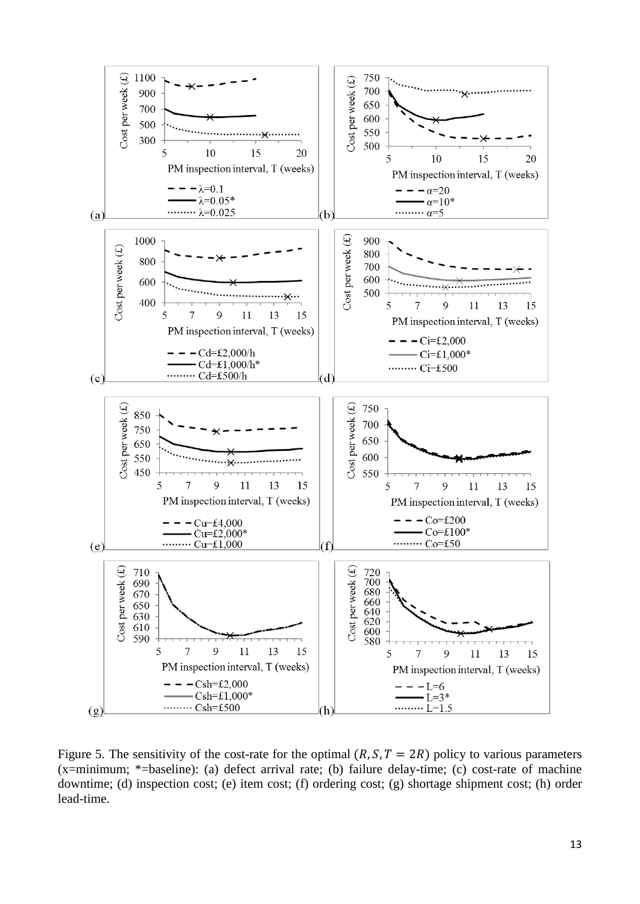Figure 5. The sensitivity of the cost-rate for the optimal $(R, S, T = 2R)$ policy to various parameters (x=minimum; *=baseline): (a) defect arrival rate; (b) failure delay-time; (c) cost-rate of machine downtime; (d) inspection cost; (e) item cost; (f) ordering cost; (g) shortage shipment cost; (h) order lead-time.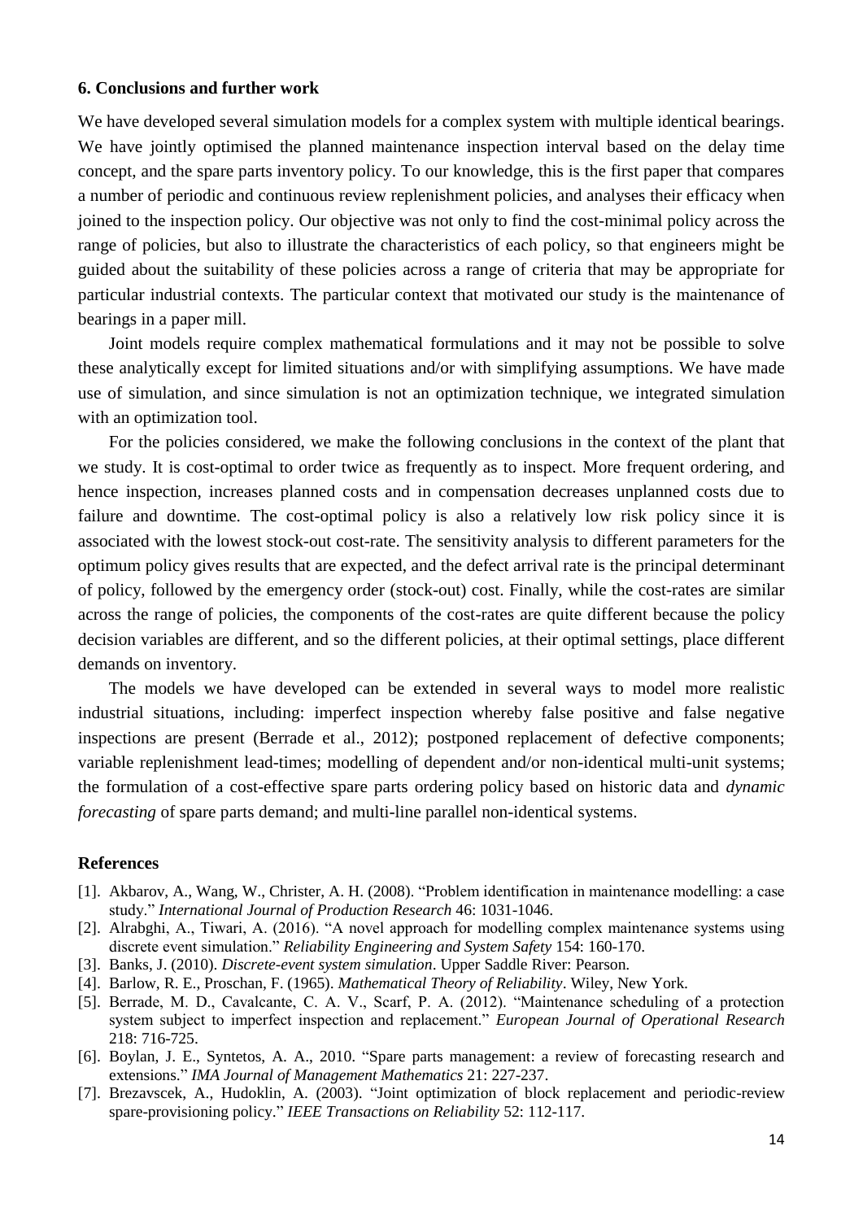### 6. Conclusions and further work

We have developed several simulation models for a complex system with multiple identical bearings. We have jointly optimised the planned maintenance inspection interval based on the delay time concept, and the spare parts inventory policy. To our knowledge, this is the first paper that compares a number of periodic and continuous review replenishment policies, and analyses their efficacy when joined to the inspection policy. Our objective was not only to find the cost-minimal policy across the range of policies, but also to illustrate the characteristics of each policy, so that engineers might be guided about the suitability of these policies across a range of criteria that may be appropriate for particular industrial contexts. The particular context that motivated our study is the maintenance of bearings in a paper mill.

Joint models require complex mathematical formulations and it may not be possible to solve these analytically except for limited situations and/or with simplifying assumptions. We have made use of simulation, and since simulation is not an optimization technique, we integrated simulation with an optimization tool.

For the policies considered, we make the following conclusions in the context of the plant that we study. It is cost-optimal to order twice as frequently as to inspect. More frequent ordering, and hence inspection, increases planned costs and in compensation decreases unplanned costs due to failure and downtime. The cost-optimal policy is also a relatively low risk policy since it is associated with the lowest stock-out cost-rate. The sensitivity analysis to different parameters for the optimum policy gives results that are expected, and the defect arrival rate is the principal determinant of policy, followed by the emergency order (stock-out) cost. Finally, while the cost-rates are similar across the range of policies, the components of the cost-rates are quite different because the policy decision variables are different, and so the different policies, at their optimal settings, place different demands on inventory.

The models we have developed can be extended in several ways to model more realistic industrial situations, including: imperfect inspection whereby false positive and false negative inspections are present (Berrade et al., 2012); postponed replacement of defective components; variable replenishment lead-times; modelling of dependent and/or non-identical multi-unit systems; the formulation of a cost-effective spare parts ordering policy based on historic data and *dynamic forecasting* of spare parts demand; and multi-line parallel non-identical systems.

### References

[1]. Akbarov, A., Wang, W., Christer, A. H. (2008). "Problem identification in maintenance modelling: a case study." *International Journal of Production Research* 46: 1031-1046.

[2]. Alrabghi, A., Tiwari, A. (2016). "A novel approach for modelling complex maintenance systems using discrete event simulation." *Reliability Engineering and System Safety* 154: 160-170.

[3]. Banks, J. (2010). *Discrete-event system simulation*. Upper Saddle River: Pearson.

[4]. Barlow, R. E., Proschan, F. (1965). *Mathematical Theory of Reliability*. Wiley, New York.

[5]. Berrade, M. D., Cavalcante, C. A. V., Scarf, P. A. (2012). "Maintenance scheduling of a protection system subject to imperfect inspection and replacement." *European Journal of Operational Research* 218: 716-725.

[6]. Boylan, J. E., Syntetos, A. A., 2010. "Spare parts management: a review of forecasting research and extensions." *IMA Journal of Management Mathematics* 21: 227-237.

[7]. Brezavscek, A., Hudoklin, A. (2003). "Joint optimization of block replacement and periodic-review spare-provisioning policy." *IEEE Transactions on Reliability* 52: 112-117.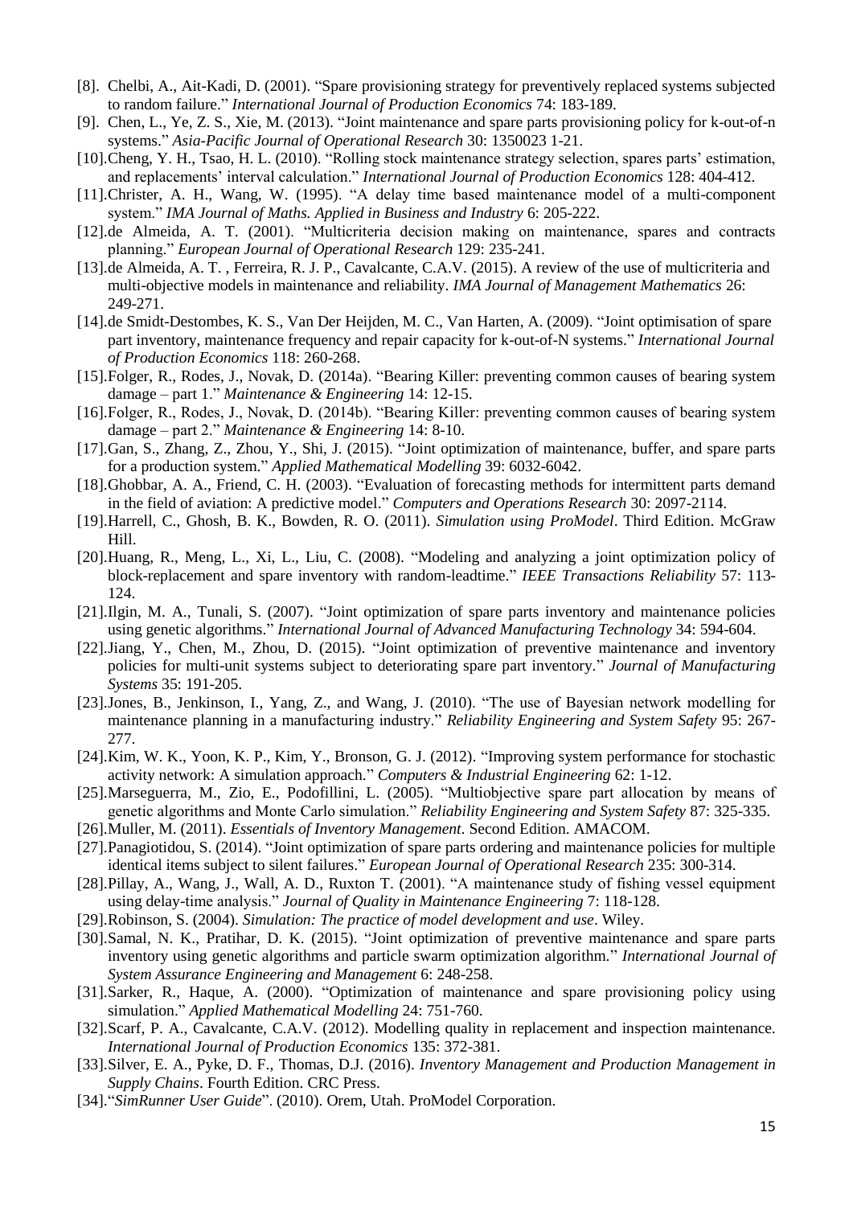[8]. Chelbi, A., Ait-Kadi, D. (2001). "Spare provisioning strategy for preventively replaced systems subjected to random failure." *International Journal of Production Economics* 74: 183-189.

[9]. Chen, L., Ye, Z. S., Xie, M. (2013). "Joint maintenance and spare parts provisioning policy for k-out-of-n systems." *Asia-Pacific Journal of Operational Research* 30: 1350023 1-21.

[10].Cheng, Y. H., Tsao, H. L. (2010). "Rolling stock maintenance strategy selection, spares parts' estimation, and replacements' interval calculation." *International Journal of Production Economics* 128: 404-412.

[11].Christer, A. H., Wang, W. (1995). "A delay time based maintenance model of a multi-component system." *IMA Journal of Maths. Applied in Business and Industry* 6: 205-222.

[12].de Almeida, A. T. (2001). "Multicriteria decision making on maintenance, spares and contracts planning." *European Journal of Operational Research* 129: 235-241.

[13].de Almeida, A. T. , Ferreira, R. J. P., Cavalcante, C.A.V. (2015). A review of the use of multicriteria and multi-objective models in maintenance and reliability. *IMA Journal of Management Mathematics* 26: 249-271.

[14].de Smidt-Destombes, K. S., Van Der Heijden, M. C., Van Harten, A. (2009). "Joint optimisation of spare part inventory, maintenance frequency and repair capacity for k-out-of-N systems." *International Journal of Production Economics* 118: 260-268.

[15].Folger, R., Rodes, J., Novak, D. (2014a). "Bearing Killer: preventing common causes of bearing system damage – part 1." *Maintenance & Engineering* 14: 12-15.

[16].Folger, R., Rodes, J., Novak, D. (2014b). "Bearing Killer: preventing common causes of bearing system damage – part 2." *Maintenance & Engineering* 14: 8-10.

[17].Gan, S., Zhang, Z., Zhou, Y., Shi, J. (2015). "Joint optimization of maintenance, buffer, and spare parts for a production system." *Applied Mathematical Modelling* 39: 6032-6042.

[18].Ghobbar, A. A., Friend, C. H. (2003). "Evaluation of forecasting methods for intermittent parts demand in the field of aviation: A predictive model." *Computers and Operations Research* 30: 2097-2114.

[19].Harrell, C., Ghosh, B. K., Bowden, R. O. (2011). *Simulation using ProModel*. Third Edition. McGraw Hill.

[20].Huang, R., Meng, L., Xi, L., Liu, C. (2008). "Modeling and analyzing a joint optimization policy of block-replacement and spare inventory with random-leadtime." *IEEE Transactions Reliability* 57: 113-124.

[21].Ilgin, M. A., Tunali, S. (2007). "Joint optimization of spare parts inventory and maintenance policies using genetic algorithms." *International Journal of Advanced Manufacturing Technology* 34: 594-604.

[22].Jiang, Y., Chen, M., Zhou, D. (2015). "Joint optimization of preventive maintenance and inventory policies for multi-unit systems subject to deteriorating spare part inventory." *Journal of Manufacturing Systems* 35: 191-205.

[23].Jones, B., Jenkinson, I., Yang, Z., and Wang, J. (2010). "The use of Bayesian network modelling for maintenance planning in a manufacturing industry." *Reliability Engineering and System Safety* 95: 267-277.

[24].Kim, W. K., Yoon, K. P., Kim, Y., Bronson, G. J. (2012). "Improving system performance for stochastic activity network: A simulation approach." *Computers & Industrial Engineering* 62: 1-12.

[25].Marseguerra, M., Zio, E., Podofillini, L. (2005). "Multiobjective spare part allocation by means of genetic algorithms and Monte Carlo simulation." *Reliability Engineering and System Safety* 87: 325-335.

[26].Muller, M. (2011). *Essentials of Inventory Management*. Second Edition. AMACOM.

[27].Panagiotidou, S. (2014). "Joint optimization of spare parts ordering and maintenance policies for multiple identical items subject to silent failures." *European Journal of Operational Research* 235: 300-314.

[28].Pillay, A., Wang, J., Wall, A. D., Ruxton T. (2001). "A maintenance study of fishing vessel equipment using delay-time analysis." *Journal of Quality in Maintenance Engineering* 7: 118-128.

[29].Robinson, S. (2004). *Simulation: The practice of model development and use*. Wiley.

[30].Samal, N. K., Pratihar, D. K. (2015). "Joint optimization of preventive maintenance and spare parts inventory using genetic algorithms and particle swarm optimization algorithm." *International Journal of System Assurance Engineering and Management* 6: 248-258.

[31].Sarker, R., Haque, A. (2000). "Optimization of maintenance and spare provisioning policy using simulation." *Applied Mathematical Modelling* 24: 751-760.

[32].Scarf, P. A., Cavalcante, C.A.V. (2012). Modelling quality in replacement and inspection maintenance. *International Journal of Production Economics* 135: 372-381.

[33].Silver, E. A., Pyke, D. F., Thomas, D.J. (2016). *Inventory Management and Production Management in Supply Chains*. Fourth Edition. CRC Press.

[34]."*SimRunner User Guide*". (2010). Orem, Utah. ProModel Corporation.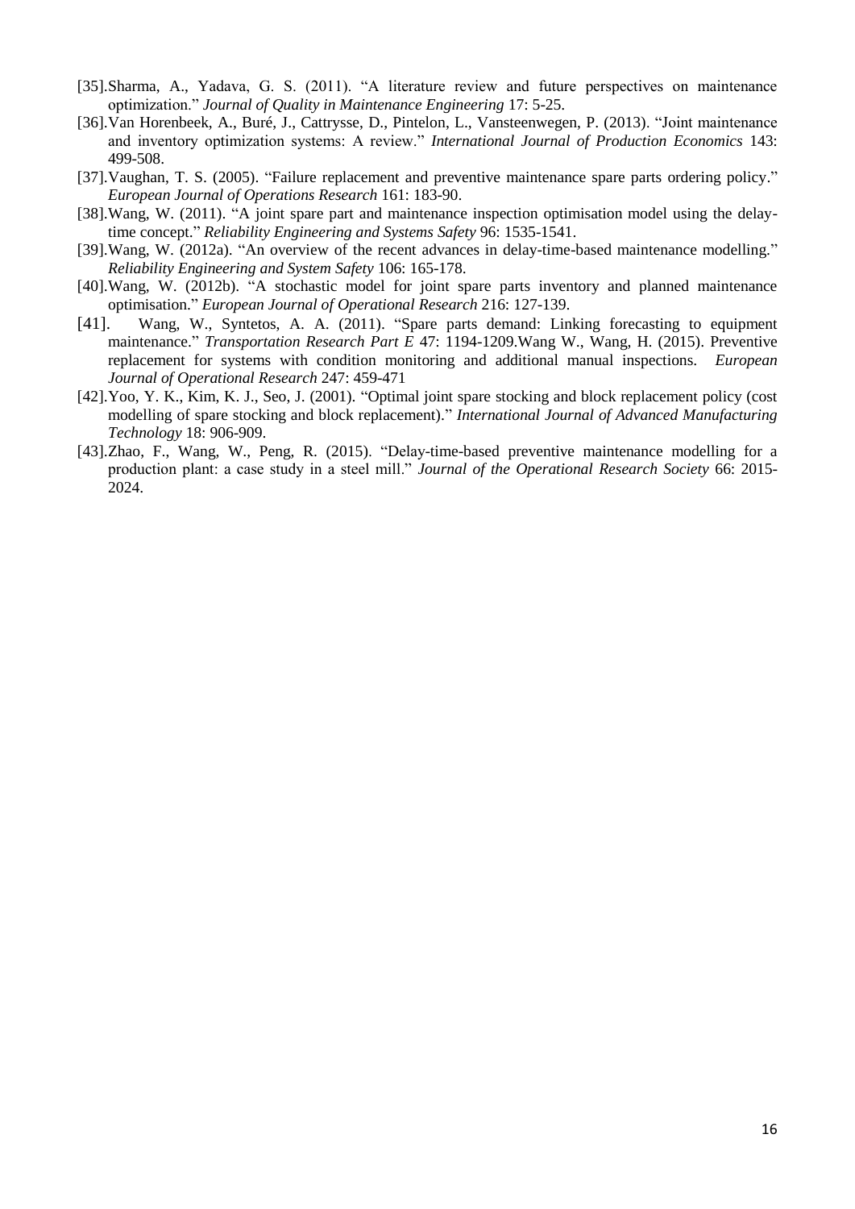[35].Sharma, A., Yadava, G. S. (2011). "A literature review and future perspectives on maintenance optimization." *Journal of Quality in Maintenance Engineering* 17: 5-25.

[36].Van Horenbeek, A., Buré, J., Cattrysse, D., Pintelon, L., Vansteenwegen, P. (2013). "Joint maintenance and inventory optimization systems: A review." *International Journal of Production Economics* 143: 499-508.

[37].Vaughan, T. S. (2005). "Failure replacement and preventive maintenance spare parts ordering policy." *European Journal of Operations Research* 161: 183-90.

[38].Wang, W. (2011). "A joint spare part and maintenance inspection optimisation model using the delay-time concept." *Reliability Engineering and Systems Safety* 96: 1535-1541.

[39].Wang, W. (2012a). "An overview of the recent advances in delay-time-based maintenance modelling." *Reliability Engineering and System Safety* 106: 165-178.

[40].Wang, W. (2012b). "A stochastic model for joint spare parts inventory and planned maintenance optimisation." *European Journal of Operational Research* 216: 127-139.

[41]. Wang, W., Syntetos, A. A. (2011). "Spare parts demand: Linking forecasting to equipment maintenance." *Transportation Research Part E* 47: 1194-1209.Wang W., Wang, H. (2015). Preventive replacement for systems with condition monitoring and additional manual inspections. *European Journal of Operational Research* 247: 459-471

[42].Yoo, Y. K., Kim, K. J., Seo, J. (2001). "Optimal joint spare stocking and block replacement policy (cost modelling of spare stocking and block replacement)." *International Journal of Advanced Manufacturing Technology* 18: 906-909.

[43].Zhao, F., Wang, W., Peng, R. (2015). "Delay-time-based preventive maintenance modelling for a production plant: a case study in a steel mill." *Journal of the Operational Research Society* 66: 2015-2024.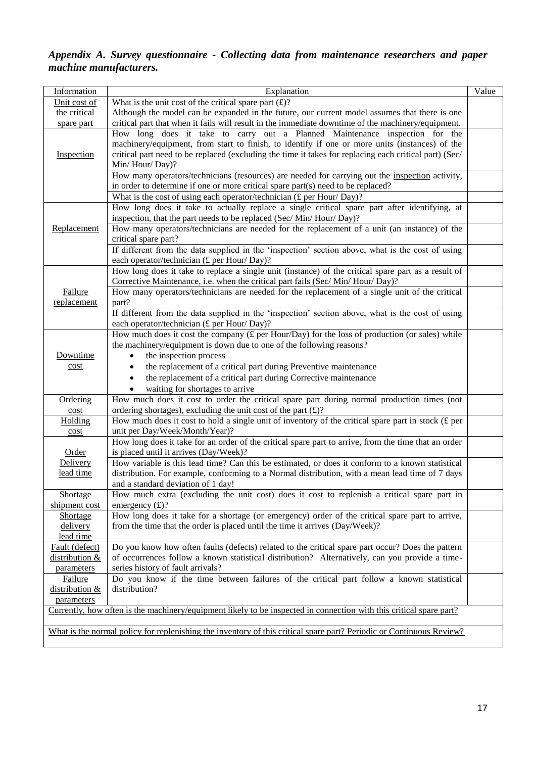### *Appendix A. Survey questionnaire - Collecting data from maintenance researchers and paper machine manufacturers.*

| Information | Explanation | Value |
|---|---|---|
| Unit cost of the critical spare part | What is the unit cost of the critical spare part (£)?<br>Although the model can be expanded in the future, our current model assumes that there is one critical part that when it fails will result in the immediate downtime of the machinery/equipment. | |
| Inspection | How long does it take to carry out a Planned Maintenance inspection for the machinery/equipment, from start to finish, to identify if one or more units (instances) of the critical part need to be replaced (excluding the time it takes for replacing each critical part) (Sec/ Min/ Hour/ Day)? | |
| | How many operators/technicians (resources) are needed for carrying out the inspection activity, in order to determine if one or more critical spare part(s) need to be replaced? | |
| | What is the cost of using each operator/technician (£ per Hour/ Day)? | |
| Replacement | How long does it take to actually replace a single critical spare part after identifying, at inspection, that the part needs to be replaced (Sec/ Min/ Hour/ Day)? | |
| | How many operators/technicians are needed for the replacement of a unit (an instance) of the critical spare part? | |
| | If different from the data supplied in the 'inspection' section above, what is the cost of using each operator/technician (£ per Hour/ Day)? | |
| Failure replacement | How long does it take to replace a single unit (instance) of the critical spare part as a result of Corrective Maintenance, i.e. when the critical part fails (Sec/ Min/ Hour/ Day)? | |
| | How many operators/technicians are needed for the replacement of a single unit of the critical part? | |
| | If different from the data supplied in the 'inspection' section above, what is the cost of using each operator/technician (£ per Hour/ Day)? | |
| Downtime cost | How much does it cost the company (£ per Hour/Day) for the loss of production (or sales) while the machinery/equipment is down due to one of the following reasons?<br>• the inspection process<br>• the replacement of a critical part during Preventive maintenance<br>• the replacement of a critical part during Corrective maintenance<br>• waiting for shortages to arrive | |
| Ordering cost | How much does it cost to order the critical spare part during normal production times (not ordering shortages), excluding the unit cost of the part (£)? | |
| Holding cost | How much does it cost to hold a single unit of inventory of the critical spare part in stock (£ per unit per Day/Week/Month/Year)? | |
| Order Delivery lead time | How long does it take for an order of the critical spare part to arrive, from the time that an order is placed until it arrives (Day/Week)? | |
| | How variable is this lead time? Can this be estimated, or does it conform to a known statistical distribution. For example, conforming to a Normal distribution, with a mean lead time of 7 days and a standard deviation of 1 day! | |
| Shortage shipment cost | How much extra (excluding the unit cost) does it cost to replenish a critical spare part in emergency (£)? | |
| Shortage delivery lead time | How long does it take for a shortage (or emergency) order of the critical spare part to arrive, from the time that the order is placed until the time it arrives (Day/Week)? | |
| Fault (defect) distribution & parameters | Do you know how often faults (defects) related to the critical spare part occur? Does the pattern of occurrences follow a known statistical distribution? Alternatively, can you provide a time-series history of fault arrivals? | |
| Failure distribution & parameters | Do you know if the time between failures of the critical part follow a known statistical distribution? | |
| Currently, how often is the machinery/equipment likely to be inspected in connection with this critical spare part? | | |
| What is the normal policy for replenishing the inventory of this critical spare part? Periodic or Continuous Review? | | |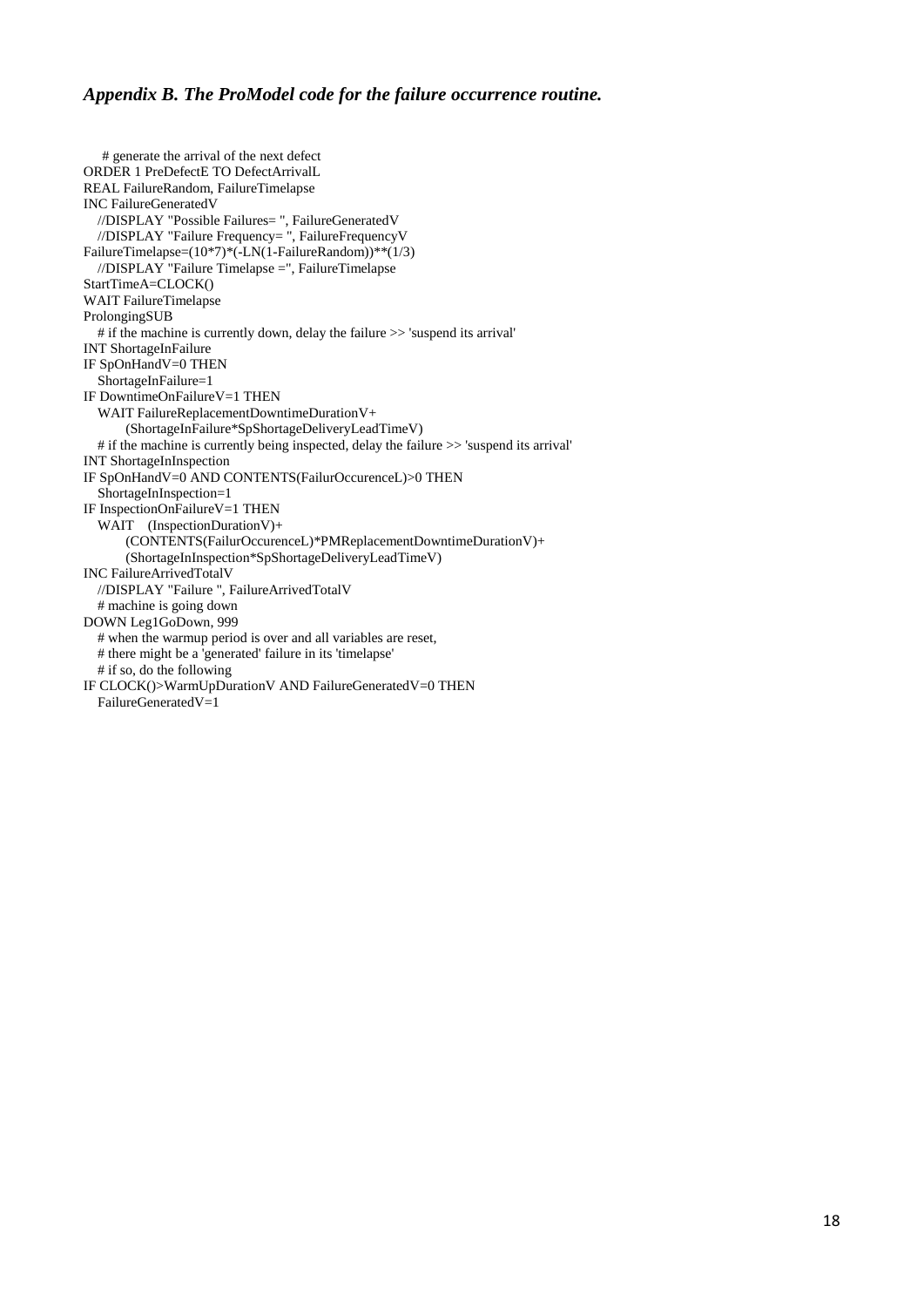### *Appendix B. The ProModel code for the failure occurrence routine.*

```
   # generate the arrival of the next defect
ORDER 1 PreDefectE TO DefectArrivalL
REAL FailureRandom, FailureTimelapse
INC FailureGeneratedV
   //DISPLAY "Possible Failures= ", FailureGeneratedV
   //DISPLAY "Failure Frequency= ", FailureFrequencyV
FailureTimelapse=(10*7)*(-LN(1-FailureRandom))**(1/3)
   //DISPLAY "Failure Timelapse =", FailureTimelapse
StartTimeA=CLOCK()
WAIT FailureTimelapse
ProlongingSUB
   # if the machine is currently down, delay the failure >> 'suspend its arrival'
INT ShortageInFailure
IF SpOnHandV=0 THEN
   ShortageInFailure=1
IF DowntimeOnFailureV=1 THEN
   WAIT FailureReplacementDowntimeDurationV+
        (ShortageInFailure*SpShortageDeliveryLeadTimeV)
   # if the machine is currently being inspected, delay the failure >> 'suspend its arrival'
INT ShortageInInspection
IF SpOnHandV=0 AND CONTENTS(FailurOccurenceL)>0 THEN
   ShortageInInspection=1
IF InspectionOnFailureV=1 THEN
   WAIT   (InspectionDurationV)+
        (CONTENTS(FailurOccurenceL)*PMReplacementDowntimeDurationV)+
        (ShortageInInspection*SpShortageDeliveryLeadTimeV)
INC FailureArrivedTotalV
   //DISPLAY "Failure ", FailureArrivedTotalV
   # machine is going down
DOWN Leg1GoDown, 999
   # when the warmup period is over and all variables are reset,
   # there might be a 'generated' failure in its 'timelapse'
   # if so, do the following
IF CLOCK()>WarmUpDurationV AND FailureGeneratedV=0 THEN
   FailureGeneratedV=1
```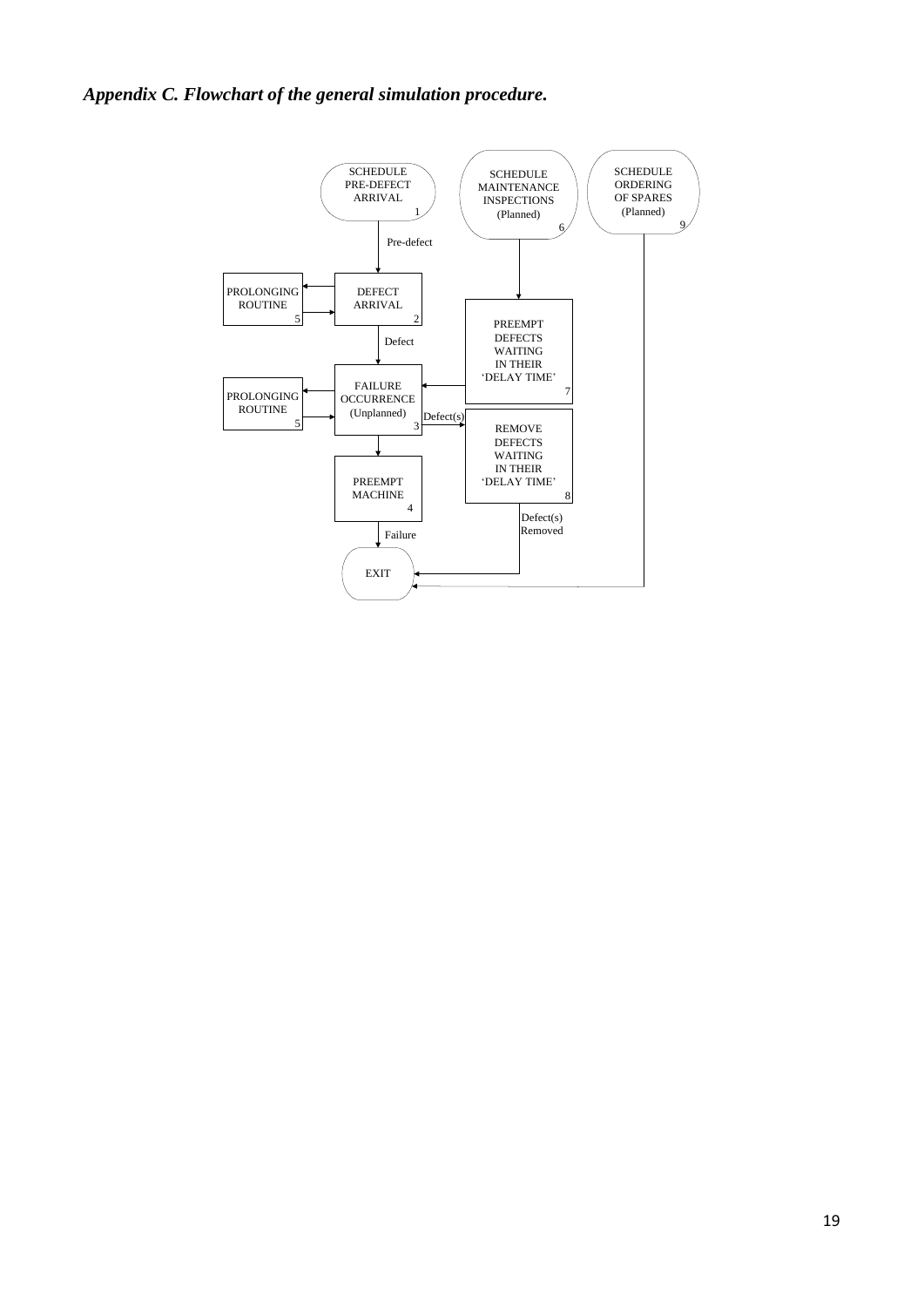## *Appendix C. Flowchart of the general simulation procedure.*

SCHEDULE PRE-DEFECT ARRIVAL 1

SCHEDULE MAINTENANCE INSPECTIONS (Planned) 6

SCHEDULE ORDERING OF SPARES (Planned) 9

Pre-defect

PROLONGING ROUTINE 5

DEFECT ARRIVAL 2

PREEMPT DEFECTS WAITING IN THEIR 'DELAY TIME' 7

Defect

PROLONGING ROUTINE 5

FAILURE OCCURRENCE (Unplanned) 3

Defect(s)

REMOVE DEFECTS WAITING IN THEIR 'DELAY TIME' 8

PREEMPT MACHINE 4

Defect(s) Removed

Failure

EXIT